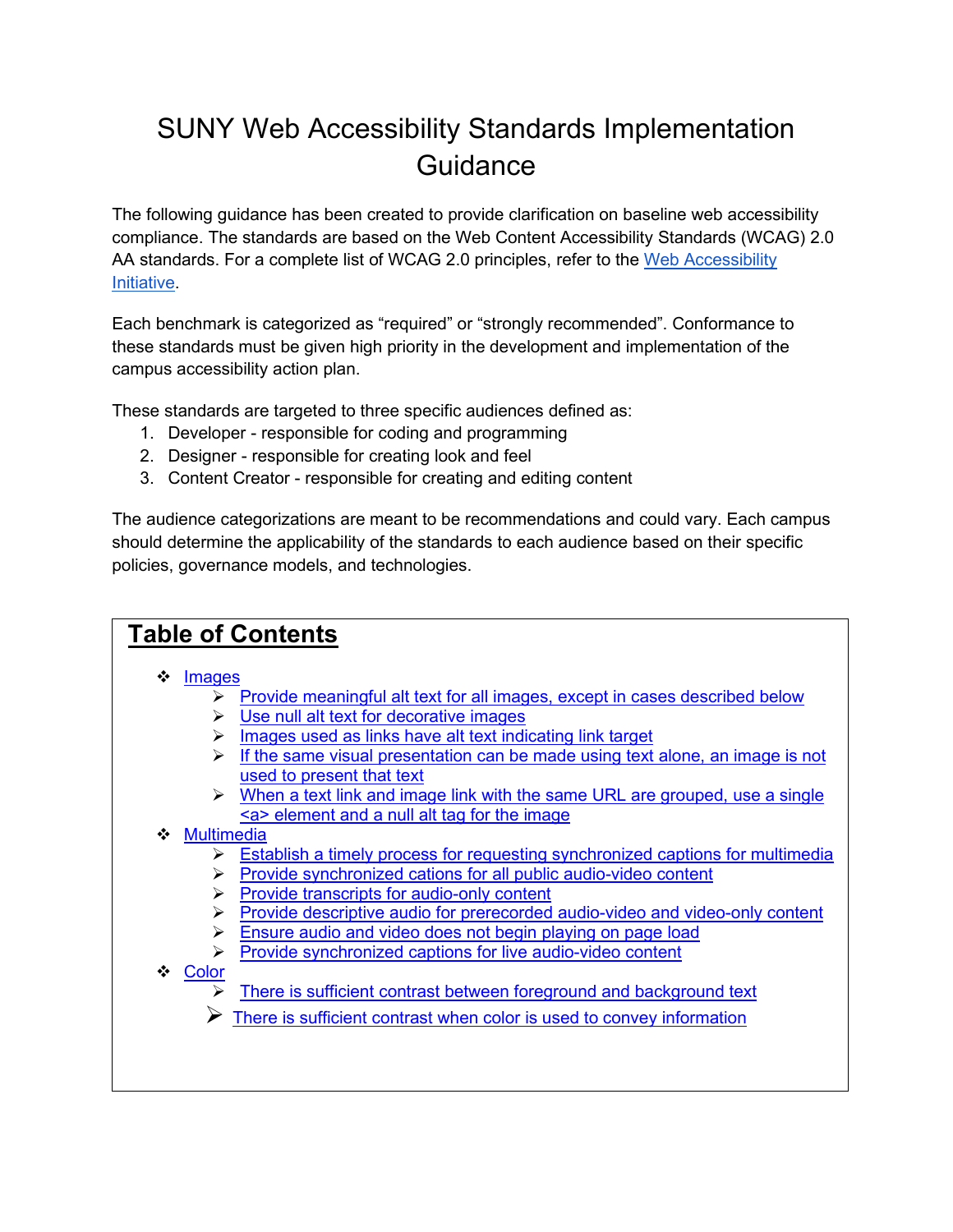# SUNY Web Accessibility Standards Implementation Guidance

The following guidance has been created to provide clarification on baseline web accessibility compliance. The standards are based on the Web Content Accessibility Standards (WCAG) 2.0 AA standards. For a complete list of WCAG 2.0 principles, refer to the [Web Accessibility Initiative](#).

Each benchmark is categorized as "required" or "strongly recommended". Conformance to these standards must be given high priority in the development and implementation of the campus accessibility action plan.

These standards are targeted to three specific audiences defined as:

1. Developer - responsible for coding and programming
2. Designer - responsible for creating look and feel
3. Content Creator - responsible for creating and editing content

The audience categorizations are meant to be recommendations and could vary. Each campus should determine the applicability of the standards to each audience based on their specific policies, governance models, and technologies.

## Table of Contents

- Images
  - Provide meaningful alt text for all images, except in cases described below
  - Use null alt text for decorative images
  - Images used as links have alt text indicating link target
  - If the same visual presentation can be made using text alone, an image is not used to present that text
  - When a text link and image link with the same URL are grouped, use a single <a> element and a null alt tag for the image
- Multimedia
  - Establish a timely process for requesting synchronized captions for multimedia
  - Provide synchronized cations for all public audio-video content
  - Provide transcripts for audio-only content
  - Provide descriptive audio for prerecorded audio-video and video-only content
  - Ensure audio and video does not begin playing on page load
  - Provide synchronized captions for live audio-video content
- Color
  - There is sufficient contrast between foreground and background text
  - There is sufficient contrast when color is used to convey information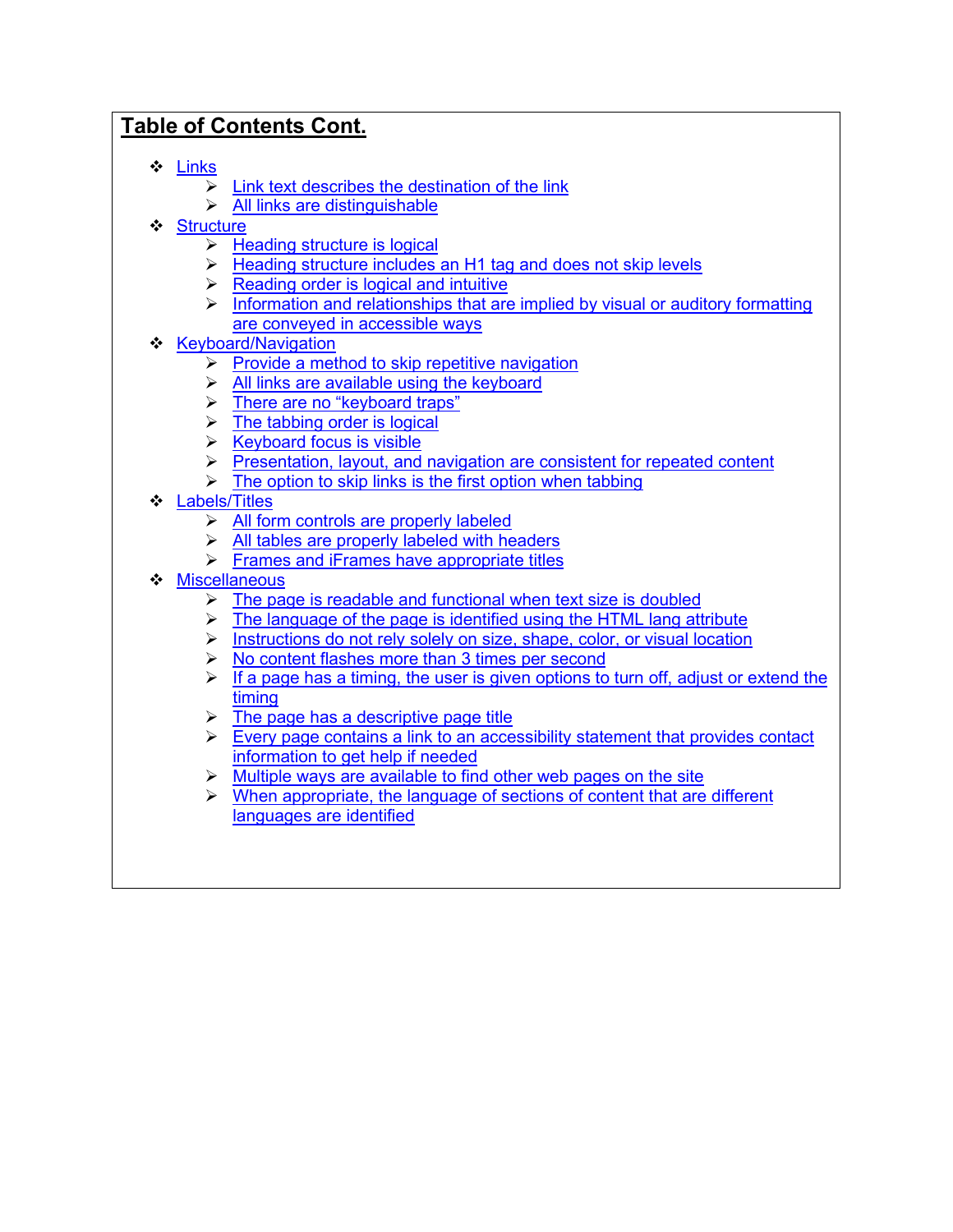**Table of Contents Cont.**

- Links
  - Link text describes the destination of the link
  - All links are distinguishable
- Structure
  - Heading structure is logical
  - Heading structure includes an H1 tag and does not skip levels
  - Reading order is logical and intuitive
  - Information and relationships that are implied by visual or auditory formatting are conveyed in accessible ways
- Keyboard/Navigation
  - Provide a method to skip repetitive navigation
  - All links are available using the keyboard
  - There are no “keyboard traps”
  - The tabbing order is logical
  - Keyboard focus is visible
  - Presentation, layout, and navigation are consistent for repeated content
  - The option to skip links is the first option when tabbing
- Labels/Titles
  - All form controls are properly labeled
  - All tables are properly labeled with headers
  - Frames and iFrames have appropriate titles
- Miscellaneous
  - The page is readable and functional when text size is doubled
  - The language of the page is identified using the HTML lang attribute
  - Instructions do not rely solely on size, shape, color, or visual location
  - No content flashes more than 3 times per second
  - If a page has a timing, the user is given options to turn off, adjust or extend the timing
  - The page has a descriptive page title
  - Every page contains a link to an accessibility statement that provides contact information to get help if needed
  - Multiple ways are available to find other web pages on the site
  - When appropriate, the language of sections of content that are different languages are identified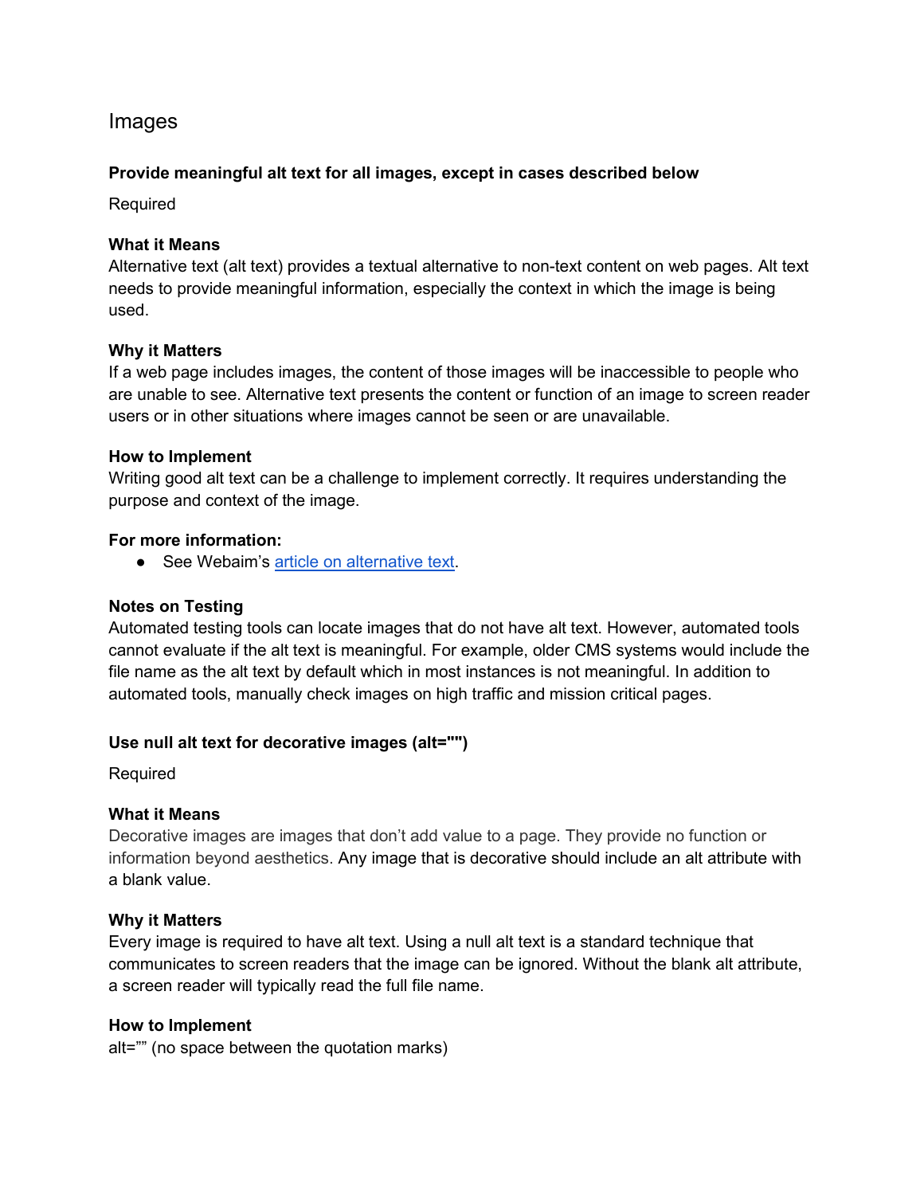## Images

### Provide meaningful alt text for all images, except in cases described below

Required

**What it Means**
Alternative text (alt text) provides a textual alternative to non-text content on web pages. Alt text needs to provide meaningful information, especially the context in which the image is being used.

**Why it Matters**
If a web page includes images, the content of those images will be inaccessible to people who are unable to see. Alternative text presents the content or function of an image to screen reader users or in other situations where images cannot be seen or are unavailable.

**How to Implement**
Writing good alt text can be a challenge to implement correctly. It requires understanding the purpose and context of the image.

**For more information:**

- See Webaim's [article on alternative text](#).

**Notes on Testing**
Automated testing tools can locate images that do not have alt text. However, automated tools cannot evaluate if the alt text is meaningful. For example, older CMS systems would include the file name as the alt text by default which in most instances is not meaningful. In addition to automated tools, manually check images on high traffic and mission critical pages.

### Use null alt text for decorative images (alt="")

Required

**What it Means**
Decorative images are images that don't add value to a page. They provide no function or information beyond aesthetics. Any image that is decorative should include an alt attribute with a blank value.

**Why it Matters**
Every image is required to have alt text. Using a null alt text is a standard technique that communicates to screen readers that the image can be ignored. Without the blank alt attribute, a screen reader will typically read the full file name.

**How to Implement**
alt="" (no space between the quotation marks)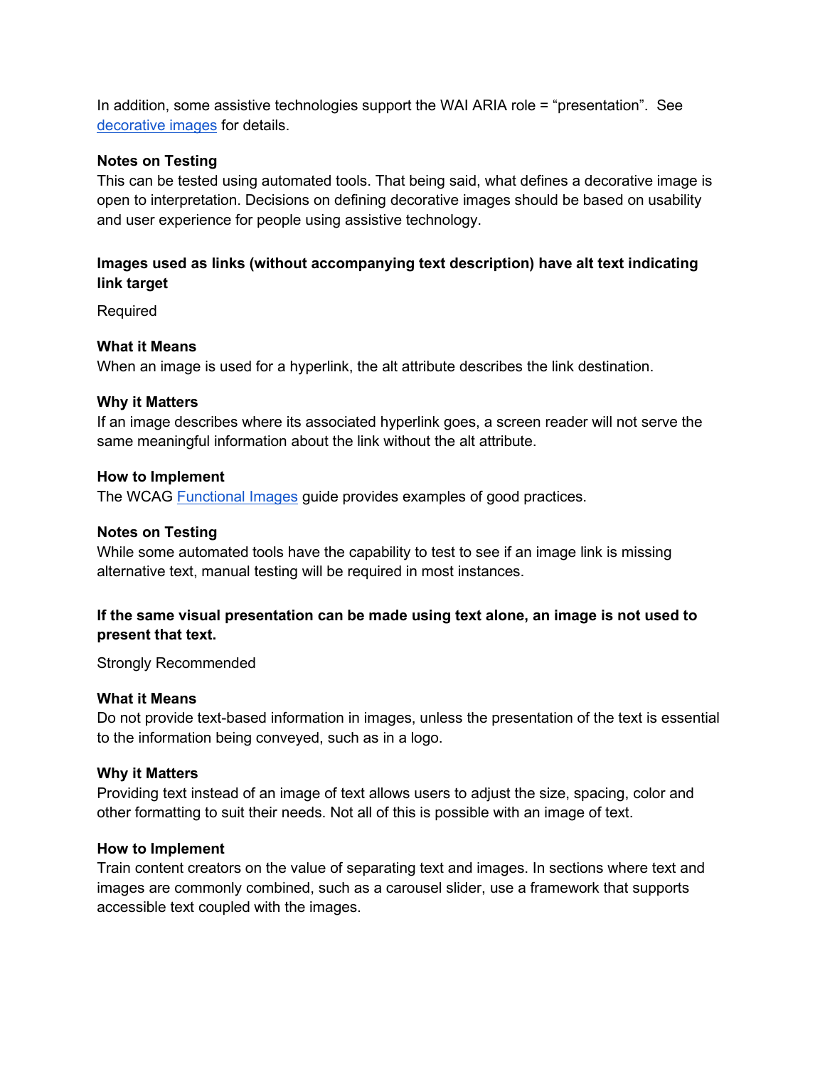In addition, some assistive technologies support the WAI ARIA role = “presentation”. See [decorative images](#) for details.

**Notes on Testing**
This can be tested using automated tools. That being said, what defines a decorative image is open to interpretation. Decisions on defining decorative images should be based on usability and user experience for people using assistive technology.

### Images used as links (without accompanying text description) have alt text indicating link target

Required

**What it Means**
When an image is used for a hyperlink, the alt attribute describes the link destination.

**Why it Matters**
If an image describes where its associated hyperlink goes, a screen reader will not serve the same meaningful information about the link without the alt attribute.

**How to Implement**
The WCAG [Functional Images](#) guide provides examples of good practices.

**Notes on Testing**
While some automated tools have the capability to test to see if an image link is missing alternative text, manual testing will be required in most instances.

### If the same visual presentation can be made using text alone, an image is not used to present that text.

Strongly Recommended

**What it Means**
Do not provide text-based information in images, unless the presentation of the text is essential to the information being conveyed, such as in a logo.

**Why it Matters**
Providing text instead of an image of text allows users to adjust the size, spacing, color and other formatting to suit their needs. Not all of this is possible with an image of text.

**How to Implement**
Train content creators on the value of separating text and images. In sections where text and images are commonly combined, such as a carousel slider, use a framework that supports accessible text coupled with the images.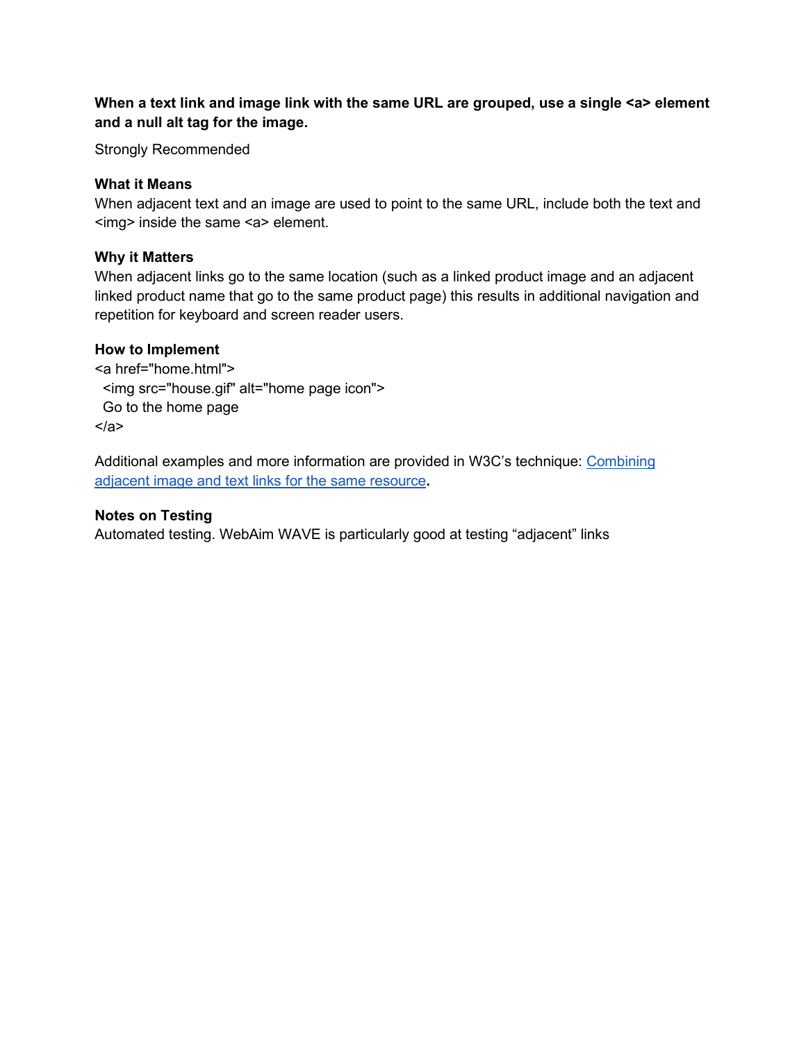**When a text link and image link with the same URL are grouped, use a single <a> element and a null alt tag for the image.**

Strongly Recommended

**What it Means**
When adjacent text and an image are used to point to the same URL, include both the text and <img> inside the same <a> element.

**Why it Matters**
When adjacent links go to the same location (such as a linked product image and an adjacent linked product name that go to the same product page) this results in additional navigation and repetition for keyboard and screen reader users.

**How to Implement**

```
<a href="home.html">
  <img src="house.gif" alt="home page icon">
  Go to the home page
</a>
```

Additional examples and more information are provided in W3C's technique: Combining adjacent image and text links for the same resource**.**

**Notes on Testing**
Automated testing. WebAim WAVE is particularly good at testing "adjacent" links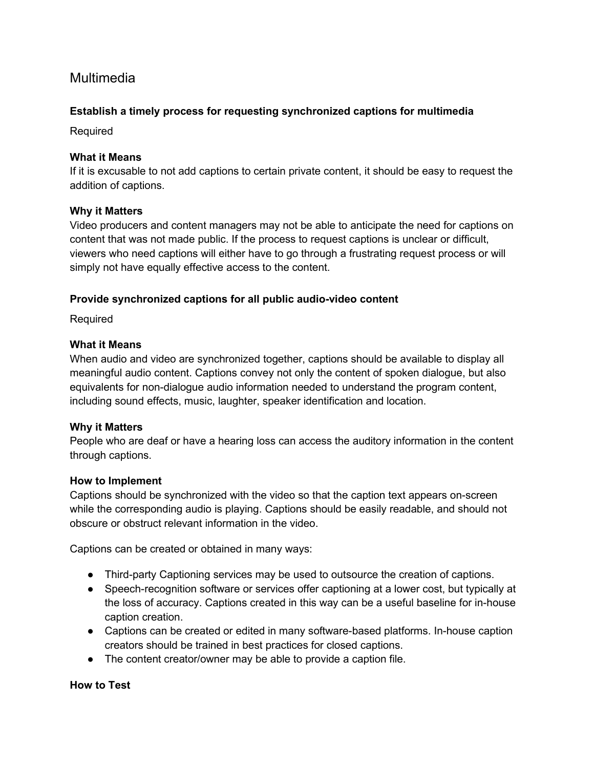## Multimedia

### Establish a timely process for requesting synchronized captions for multimedia

Required

**What it Means**
If it is excusable to not add captions to certain private content, it should be easy to request the addition of captions.

**Why it Matters**
Video producers and content managers may not be able to anticipate the need for captions on content that was not made public. If the process to request captions is unclear or difficult, viewers who need captions will either have to go through a frustrating request process or will simply not have equally effective access to the content.

### Provide synchronized captions for all public audio-video content

Required

**What it Means**
When audio and video are synchronized together, captions should be available to display all meaningful audio content. Captions convey not only the content of spoken dialogue, but also equivalents for non-dialogue audio information needed to understand the program content, including sound effects, music, laughter, speaker identification and location.

**Why it Matters**
People who are deaf or have a hearing loss can access the auditory information in the content through captions.

**How to Implement**
Captions should be synchronized with the video so that the caption text appears on-screen while the corresponding audio is playing. Captions should be easily readable, and should not obscure or obstruct relevant information in the video.

Captions can be created or obtained in many ways:

- Third-party Captioning services may be used to outsource the creation of captions.
- Speech-recognition software or services offer captioning at a lower cost, but typically at the loss of accuracy. Captions created in this way can be a useful baseline for in-house caption creation.
- Captions can be created or edited in many software-based platforms. In-house caption creators should be trained in best practices for closed captions.
- The content creator/owner may be able to provide a caption file.

**How to Test**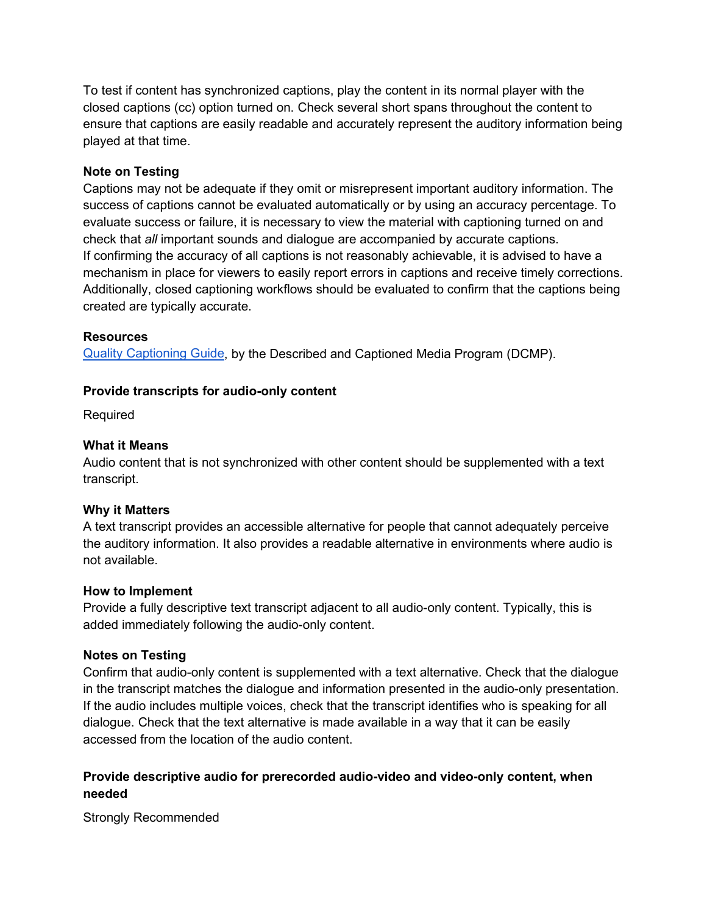To test if content has synchronized captions, play the content in its normal player with the closed captions (cc) option turned on. Check several short spans throughout the content to ensure that captions are easily readable and accurately represent the auditory information being played at that time.

**Note on Testing**
Captions may not be adequate if they omit or misrepresent important auditory information. The success of captions cannot be evaluated automatically or by using an accuracy percentage. To evaluate success or failure, it is necessary to view the material with captioning turned on and check that *all* important sounds and dialogue are accompanied by accurate captions.
If confirming the accuracy of all captions is not reasonably achievable, it is advised to have a mechanism in place for viewers to easily report errors in captions and receive timely corrections. Additionally, closed captioning workflows should be evaluated to confirm that the captions being created are typically accurate.

**Resources**
[Quality Captioning Guide](), by the Described and Captioned Media Program (DCMP).

**Provide transcripts for audio-only content**

Required

**What it Means**
Audio content that is not synchronized with other content should be supplemented with a text transcript.

**Why it Matters**
A text transcript provides an accessible alternative for people that cannot adequately perceive the auditory information. It also provides a readable alternative in environments where audio is not available.

**How to Implement**
Provide a fully descriptive text transcript adjacent to all audio-only content. Typically, this is added immediately following the audio-only content.

**Notes on Testing**
Confirm that audio-only content is supplemented with a text alternative. Check that the dialogue in the transcript matches the dialogue and information presented in the audio-only presentation. If the audio includes multiple voices, check that the transcript identifies who is speaking for all dialogue. Check that the text alternative is made available in a way that it can be easily accessed from the location of the audio content.

**Provide descriptive audio for prerecorded audio-video and video-only content, when needed**

Strongly Recommended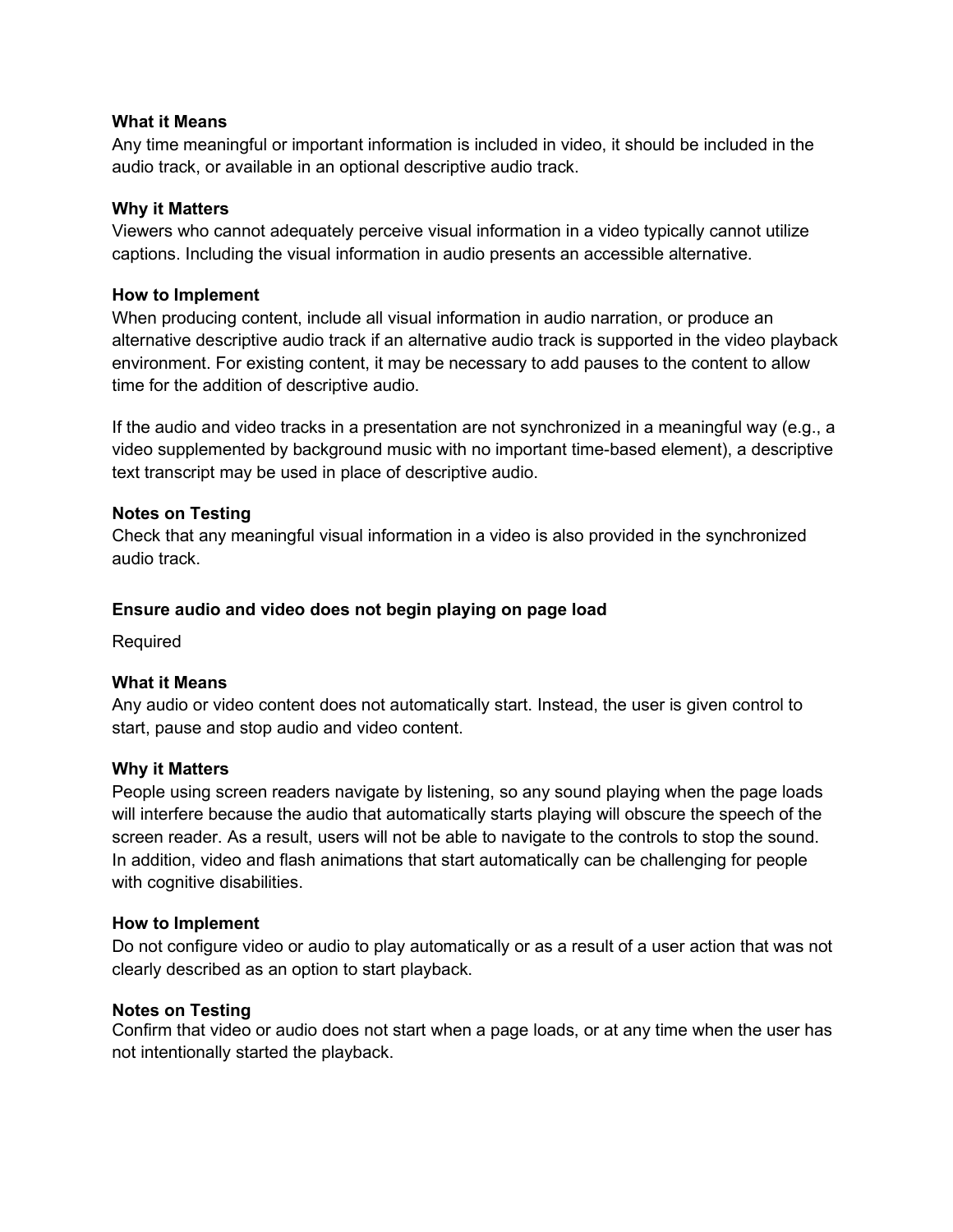#### What it Means

Any time meaningful or important information is included in video, it should be included in the audio track, or available in an optional descriptive audio track.

#### Why it Matters

Viewers who cannot adequately perceive visual information in a video typically cannot utilize captions. Including the visual information in audio presents an accessible alternative.

#### How to Implement

When producing content, include all visual information in audio narration, or produce an alternative descriptive audio track if an alternative audio track is supported in the video playback environment. For existing content, it may be necessary to add pauses to the content to allow time for the addition of descriptive audio.

If the audio and video tracks in a presentation are not synchronized in a meaningful way (e.g., a video supplemented by background music with no important time-based element), a descriptive text transcript may be used in place of descriptive audio.

#### Notes on Testing

Check that any meaningful visual information in a video is also provided in the synchronized audio track.

### Ensure audio and video does not begin playing on page load

Required

#### What it Means

Any audio or video content does not automatically start. Instead, the user is given control to start, pause and stop audio and video content.

#### Why it Matters

People using screen readers navigate by listening, so any sound playing when the page loads will interfere because the audio that automatically starts playing will obscure the speech of the screen reader. As a result, users will not be able to navigate to the controls to stop the sound. In addition, video and flash animations that start automatically can be challenging for people with cognitive disabilities.

#### How to Implement

Do not configure video or audio to play automatically or as a result of a user action that was not clearly described as an option to start playback.

#### Notes on Testing

Confirm that video or audio does not start when a page loads, or at any time when the user has not intentionally started the playback.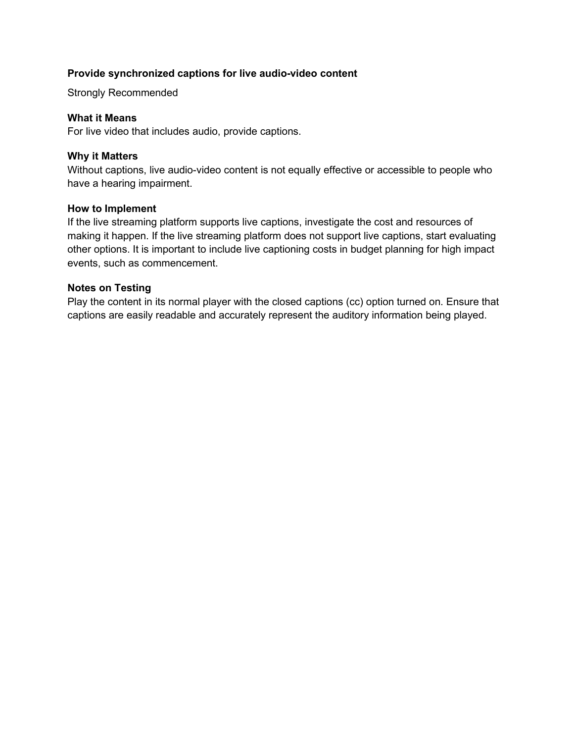### Provide synchronized captions for live audio-video content

Strongly Recommended

**What it Means**
For live video that includes audio, provide captions.

**Why it Matters**
Without captions, live audio-video content is not equally effective or accessible to people who have a hearing impairment.

**How to Implement**
If the live streaming platform supports live captions, investigate the cost and resources of making it happen. If the live streaming platform does not support live captions, start evaluating other options. It is important to include live captioning costs in budget planning for high impact events, such as commencement.

**Notes on Testing**
Play the content in its normal player with the closed captions (cc) option turned on. Ensure that captions are easily readable and accurately represent the auditory information being played.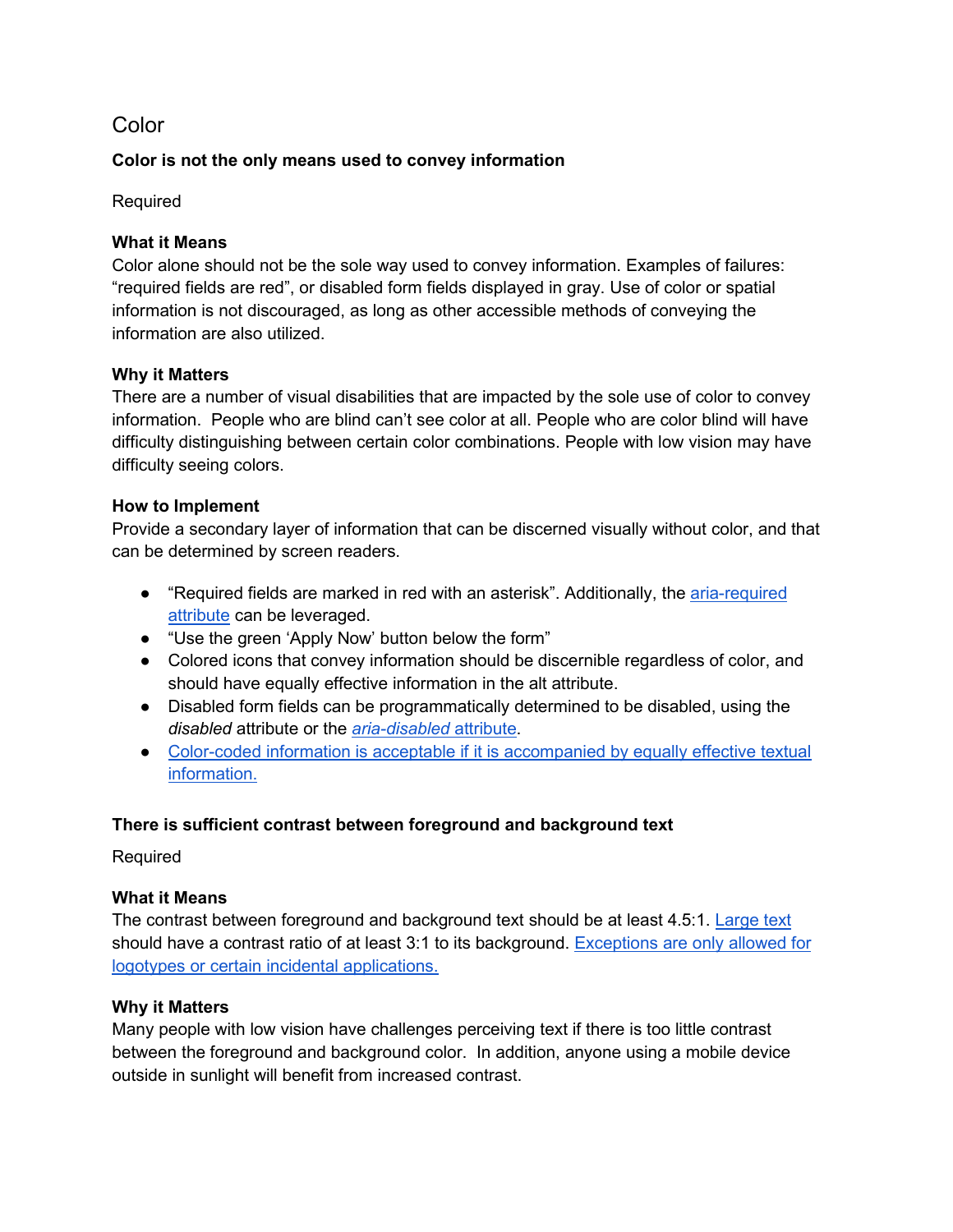## Color

### Color is not the only means used to convey information

Required

**What it Means**
Color alone should not be the sole way used to convey information. Examples of failures: "required fields are red", or disabled form fields displayed in gray. Use of color or spatial information is not discouraged, as long as other accessible methods of conveying the information are also utilized.

**Why it Matters**
There are a number of visual disabilities that are impacted by the sole use of color to convey information. People who are blind can't see color at all. People who are color blind will have difficulty distinguishing between certain color combinations. People with low vision may have difficulty seeing colors.

**How to Implement**
Provide a secondary layer of information that can be discerned visually without color, and that can be determined by screen readers.

- "Required fields are marked in red with an asterisk". Additionally, the aria-required attribute can be leveraged.
- "Use the green 'Apply Now' button below the form"
- Colored icons that convey information should be discernible regardless of color, and should have equally effective information in the alt attribute.
- Disabled form fields can be programmatically determined to be disabled, using the *disabled* attribute or the *aria-disabled* attribute.
- Color-coded information is acceptable if it is accompanied by equally effective textual information.

### There is sufficient contrast between foreground and background text

Required

**What it Means**
The contrast between foreground and background text should be at least 4.5:1. Large text should have a contrast ratio of at least 3:1 to its background. Exceptions are only allowed for logotypes or certain incidental applications.

**Why it Matters**
Many people with low vision have challenges perceiving text if there is too little contrast between the foreground and background color. In addition, anyone using a mobile device outside in sunlight will benefit from increased contrast.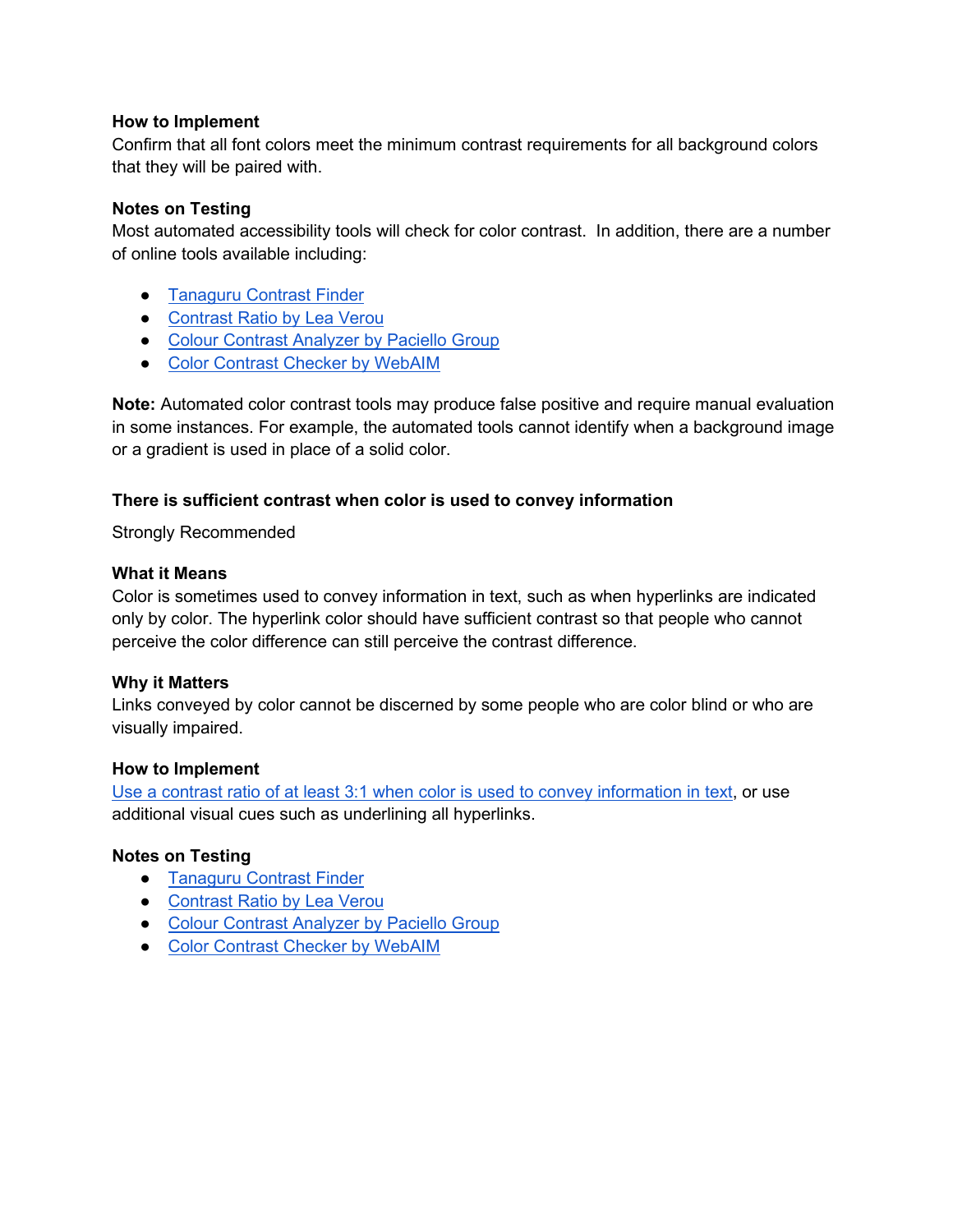**How to Implement**
Confirm that all font colors meet the minimum contrast requirements for all background colors that they will be paired with.

**Notes on Testing**
Most automated accessibility tools will check for color contrast. In addition, there are a number of online tools available including:

- Tanaguru Contrast Finder
- Contrast Ratio by Lea Verou
- Colour Contrast Analyzer by Paciello Group
- Color Contrast Checker by WebAIM

**Note:** Automated color contrast tools may produce false positive and require manual evaluation in some instances. For example, the automated tools cannot identify when a background image or a gradient is used in place of a solid color.

### There is sufficient contrast when color is used to convey information

Strongly Recommended

**What it Means**
Color is sometimes used to convey information in text, such as when hyperlinks are indicated only by color. The hyperlink color should have sufficient contrast so that people who cannot perceive the color difference can still perceive the contrast difference.

**Why it Matters**
Links conveyed by color cannot be discerned by some people who are color blind or who are visually impaired.

**How to Implement**
Use a contrast ratio of at least 3:1 when color is used to convey information in text, or use additional visual cues such as underlining all hyperlinks.

**Notes on Testing**

- Tanaguru Contrast Finder
- Contrast Ratio by Lea Verou
- Colour Contrast Analyzer by Paciello Group
- Color Contrast Checker by WebAIM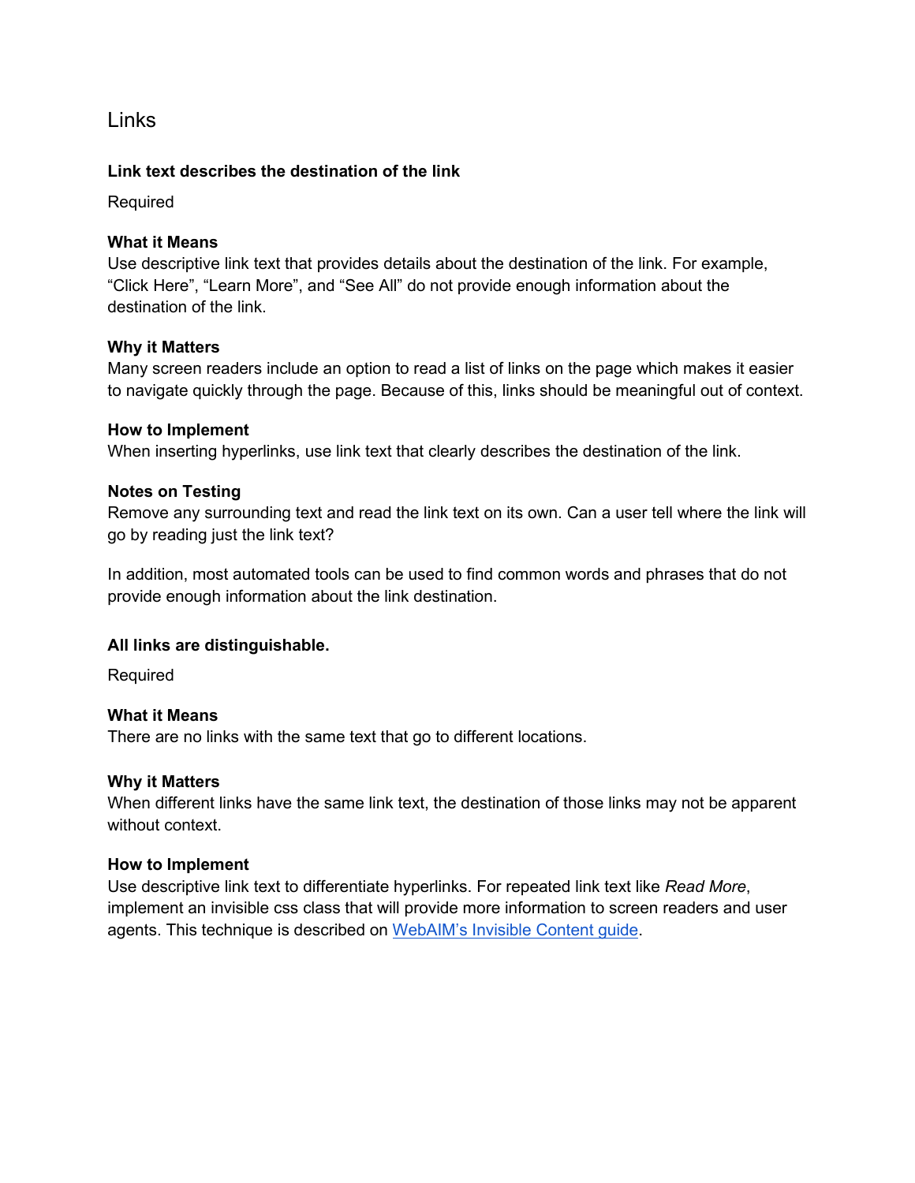# Links

### Link text describes the destination of the link

Required

**What it Means**
Use descriptive link text that provides details about the destination of the link. For example, “Click Here”, “Learn More”, and “See All” do not provide enough information about the destination of the link.

**Why it Matters**
Many screen readers include an option to read a list of links on the page which makes it easier to navigate quickly through the page. Because of this, links should be meaningful out of context.

**How to Implement**
When inserting hyperlinks, use link text that clearly describes the destination of the link.

**Notes on Testing**
Remove any surrounding text and read the link text on its own. Can a user tell where the link will go by reading just the link text?

In addition, most automated tools can be used to find common words and phrases that do not provide enough information about the link destination.

### All links are distinguishable.

Required

**What it Means**
There are no links with the same text that go to different locations.

**Why it Matters**
When different links have the same link text, the destination of those links may not be apparent without context.

**How to Implement**
Use descriptive link text to differentiate hyperlinks. For repeated link text like *Read More*, implement an invisible css class that will provide more information to screen readers and user agents. This technique is described on WebAIM’s Invisible Content guide.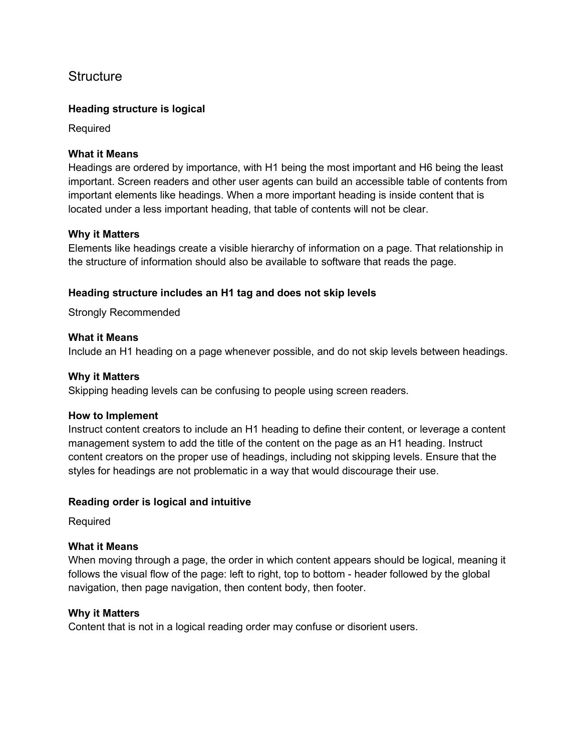## Structure

### Heading structure is logical

Required

**What it Means**
Headings are ordered by importance, with H1 being the most important and H6 being the least important. Screen readers and other user agents can build an accessible table of contents from important elements like headings. When a more important heading is inside content that is located under a less important heading, that table of contents will not be clear.

**Why it Matters**
Elements like headings create a visible hierarchy of information on a page. That relationship in the structure of information should also be available to software that reads the page.

### Heading structure includes an H1 tag and does not skip levels

Strongly Recommended

**What it Means**
Include an H1 heading on a page whenever possible, and do not skip levels between headings.

**Why it Matters**
Skipping heading levels can be confusing to people using screen readers.

**How to Implement**
Instruct content creators to include an H1 heading to define their content, or leverage a content management system to add the title of the content on the page as an H1 heading. Instruct content creators on the proper use of headings, including not skipping levels. Ensure that the styles for headings are not problematic in a way that would discourage their use.

### Reading order is logical and intuitive

Required

**What it Means**
When moving through a page, the order in which content appears should be logical, meaning it follows the visual flow of the page: left to right, top to bottom - header followed by the global navigation, then page navigation, then content body, then footer.

**Why it Matters**
Content that is not in a logical reading order may confuse or disorient users.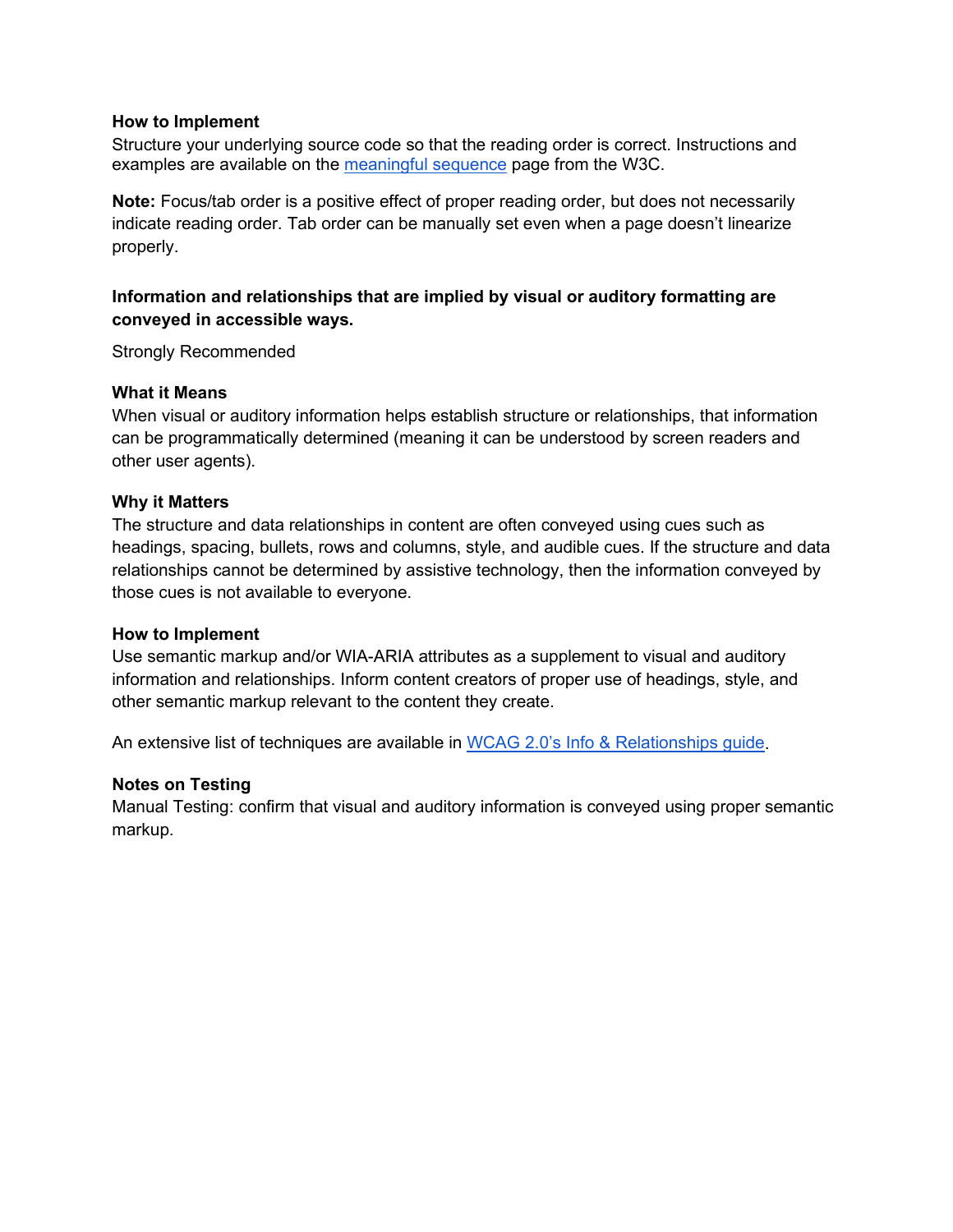**How to Implement**

Structure your underlying source code so that the reading order is correct. Instructions and examples are available on the [meaningful sequence](#) page from the W3C.

**Note:** Focus/tab order is a positive effect of proper reading order, but does not necessarily indicate reading order. Tab order can be manually set even when a page doesn't linearize properly.

### Information and relationships that are implied by visual or auditory formatting are conveyed in accessible ways.

Strongly Recommended

**What it Means**

When visual or auditory information helps establish structure or relationships, that information can be programmatically determined (meaning it can be understood by screen readers and other user agents).

**Why it Matters**

The structure and data relationships in content are often conveyed using cues such as headings, spacing, bullets, rows and columns, style, and audible cues. If the structure and data relationships cannot be determined by assistive technology, then the information conveyed by those cues is not available to everyone.

**How to Implement**

Use semantic markup and/or WIA-ARIA attributes as a supplement to visual and auditory information and relationships. Inform content creators of proper use of headings, style, and other semantic markup relevant to the content they create.

An extensive list of techniques are available in [WCAG 2.0's Info & Relationships guide](#).

**Notes on Testing**

Manual Testing: confirm that visual and auditory information is conveyed using proper semantic markup.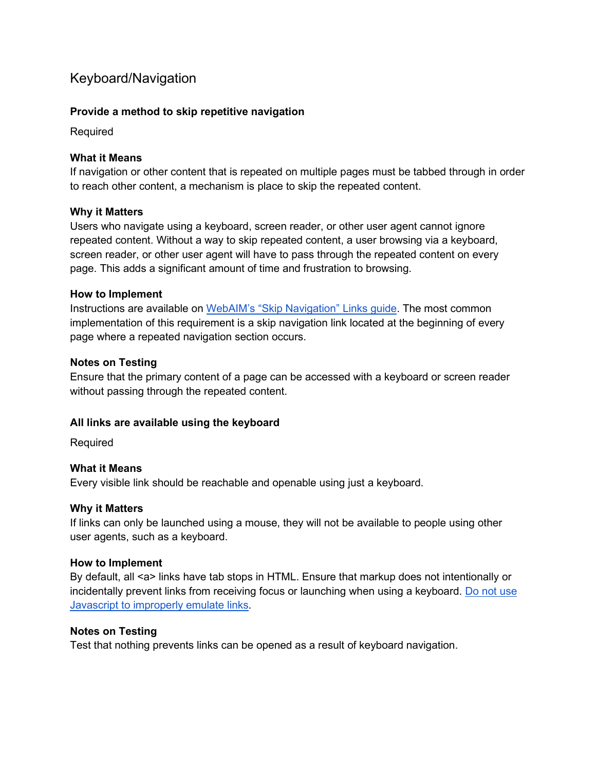# Keyboard/Navigation

### Provide a method to skip repetitive navigation

Required

**What it Means**
If navigation or other content that is repeated on multiple pages must be tabbed through in order to reach other content, a mechanism is place to skip the repeated content.

**Why it Matters**
Users who navigate using a keyboard, screen reader, or other user agent cannot ignore repeated content. Without a way to skip repeated content, a user browsing via a keyboard, screen reader, or other user agent will have to pass through the repeated content on every page. This adds a significant amount of time and frustration to browsing.

**How to Implement**
Instructions are available on WebAIM's "Skip Navigation" Links guide. The most common implementation of this requirement is a skip navigation link located at the beginning of every page where a repeated navigation section occurs.

**Notes on Testing**
Ensure that the primary content of a page can be accessed with a keyboard or screen reader without passing through the repeated content.

### All links are available using the keyboard

Required

**What it Means**
Every visible link should be reachable and openable using just a keyboard.

**Why it Matters**
If links can only be launched using a mouse, they will not be available to people using other user agents, such as a keyboard.

**How to Implement**
By default, all <a> links have tab stops in HTML. Ensure that markup does not intentionally or incidentally prevent links from receiving focus or launching when using a keyboard. Do not use Javascript to improperly emulate links.

**Notes on Testing**
Test that nothing prevents links can be opened as a result of keyboard navigation.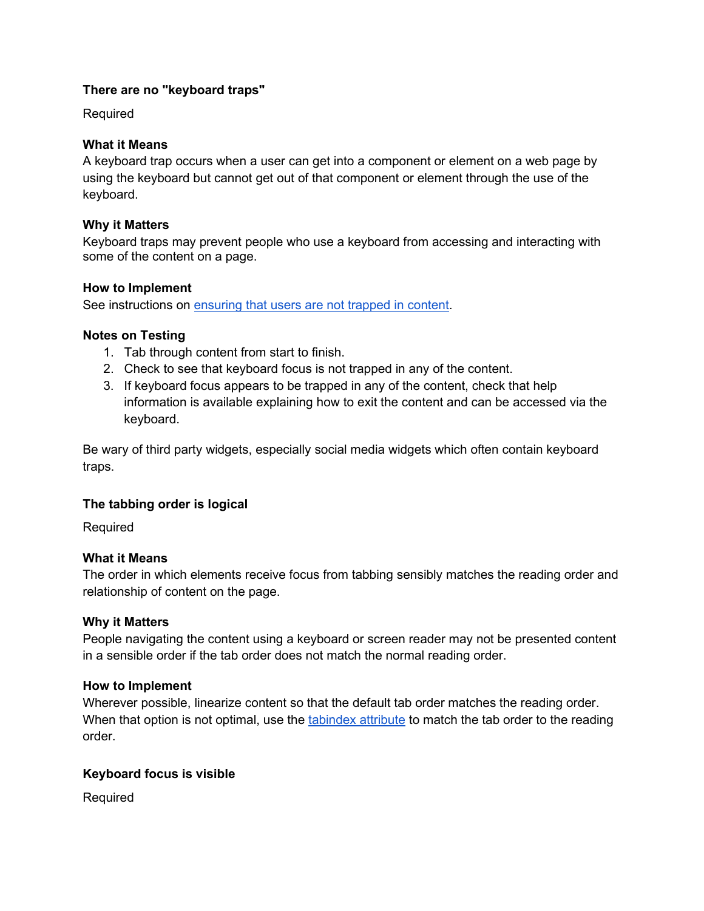### There are no "keyboard traps"

Required

#### What it Means

A keyboard trap occurs when a user can get into a component or element on a web page by using the keyboard but cannot get out of that component or element through the use of the keyboard.

#### Why it Matters

Keyboard traps may prevent people who use a keyboard from accessing and interacting with some of the content on a page.

#### How to Implement

See instructions on [ensuring that users are not trapped in content](#).

#### Notes on Testing

1. Tab through content from start to finish.
2. Check to see that keyboard focus is not trapped in any of the content.
3. If keyboard focus appears to be trapped in any of the content, check that help information is available explaining how to exit the content and can be accessed via the keyboard.

Be wary of third party widgets, especially social media widgets which often contain keyboard traps.

### The tabbing order is logical

Required

#### What it Means

The order in which elements receive focus from tabbing sensibly matches the reading order and relationship of content on the page.

#### Why it Matters

People navigating the content using a keyboard or screen reader may not be presented content in a sensible order if the tab order does not match the normal reading order.

#### How to Implement

Wherever possible, linearize content so that the default tab order matches the reading order. When that option is not optimal, use the [tabindex attribute](#) to match the tab order to the reading order.

### Keyboard focus is visible

Required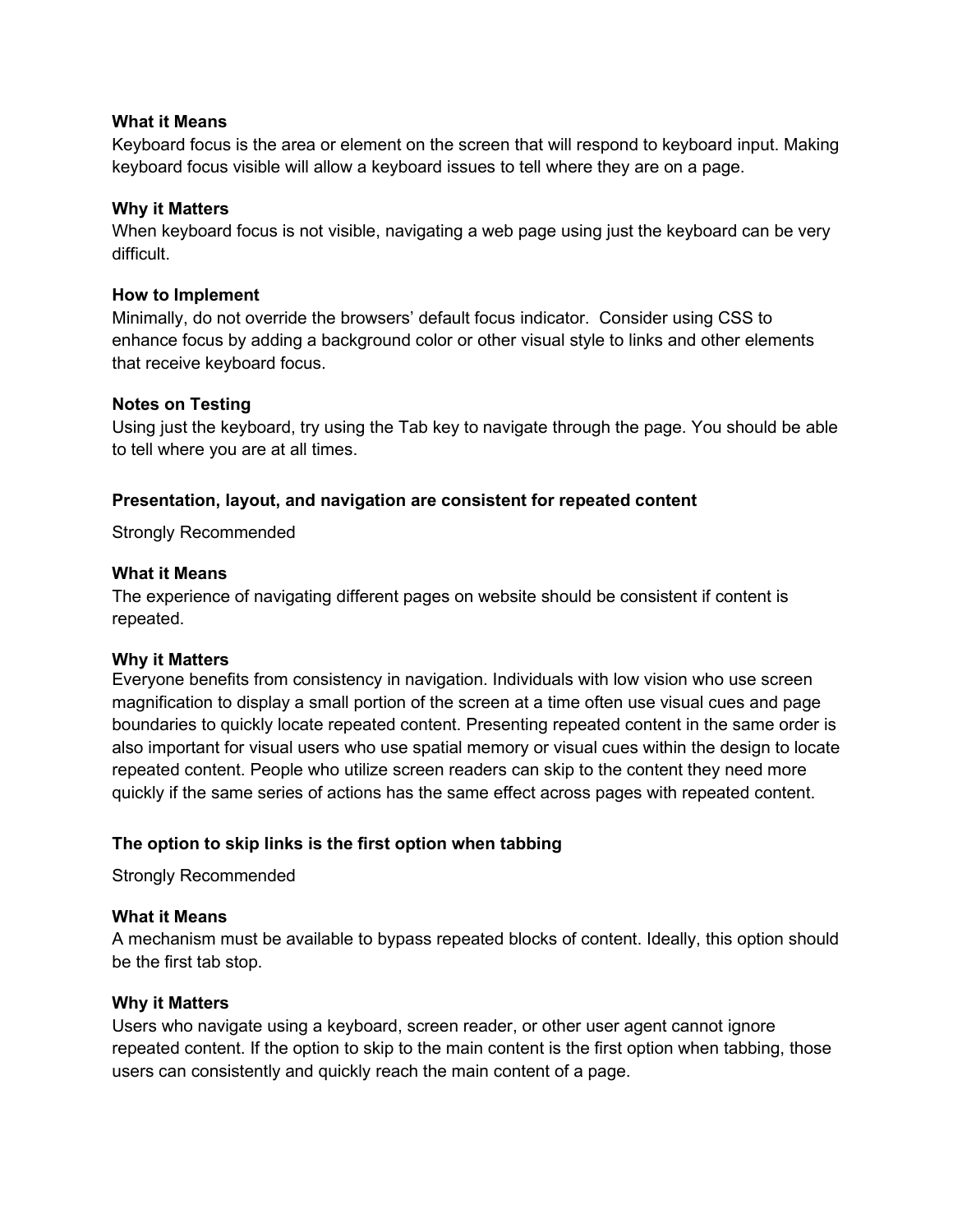**What it Means**
Keyboard focus is the area or element on the screen that will respond to keyboard input. Making keyboard focus visible will allow a keyboard issues to tell where they are on a page.

**Why it Matters**
When keyboard focus is not visible, navigating a web page using just the keyboard can be very difficult.

**How to Implement**
Minimally, do not override the browsers' default focus indicator. Consider using CSS to enhance focus by adding a background color or other visual style to links and other elements that receive keyboard focus.

**Notes on Testing**
Using just the keyboard, try using the Tab key to navigate through the page. You should be able to tell where you are at all times.

### Presentation, layout, and navigation are consistent for repeated content

Strongly Recommended

**What it Means**
The experience of navigating different pages on website should be consistent if content is repeated.

**Why it Matters**
Everyone benefits from consistency in navigation. Individuals with low vision who use screen magnification to display a small portion of the screen at a time often use visual cues and page boundaries to quickly locate repeated content. Presenting repeated content in the same order is also important for visual users who use spatial memory or visual cues within the design to locate repeated content. People who utilize screen readers can skip to the content they need more quickly if the same series of actions has the same effect across pages with repeated content.

### The option to skip links is the first option when tabbing

Strongly Recommended

**What it Means**
A mechanism must be available to bypass repeated blocks of content. Ideally, this option should be the first tab stop.

**Why it Matters**
Users who navigate using a keyboard, screen reader, or other user agent cannot ignore repeated content. If the option to skip to the main content is the first option when tabbing, those users can consistently and quickly reach the main content of a page.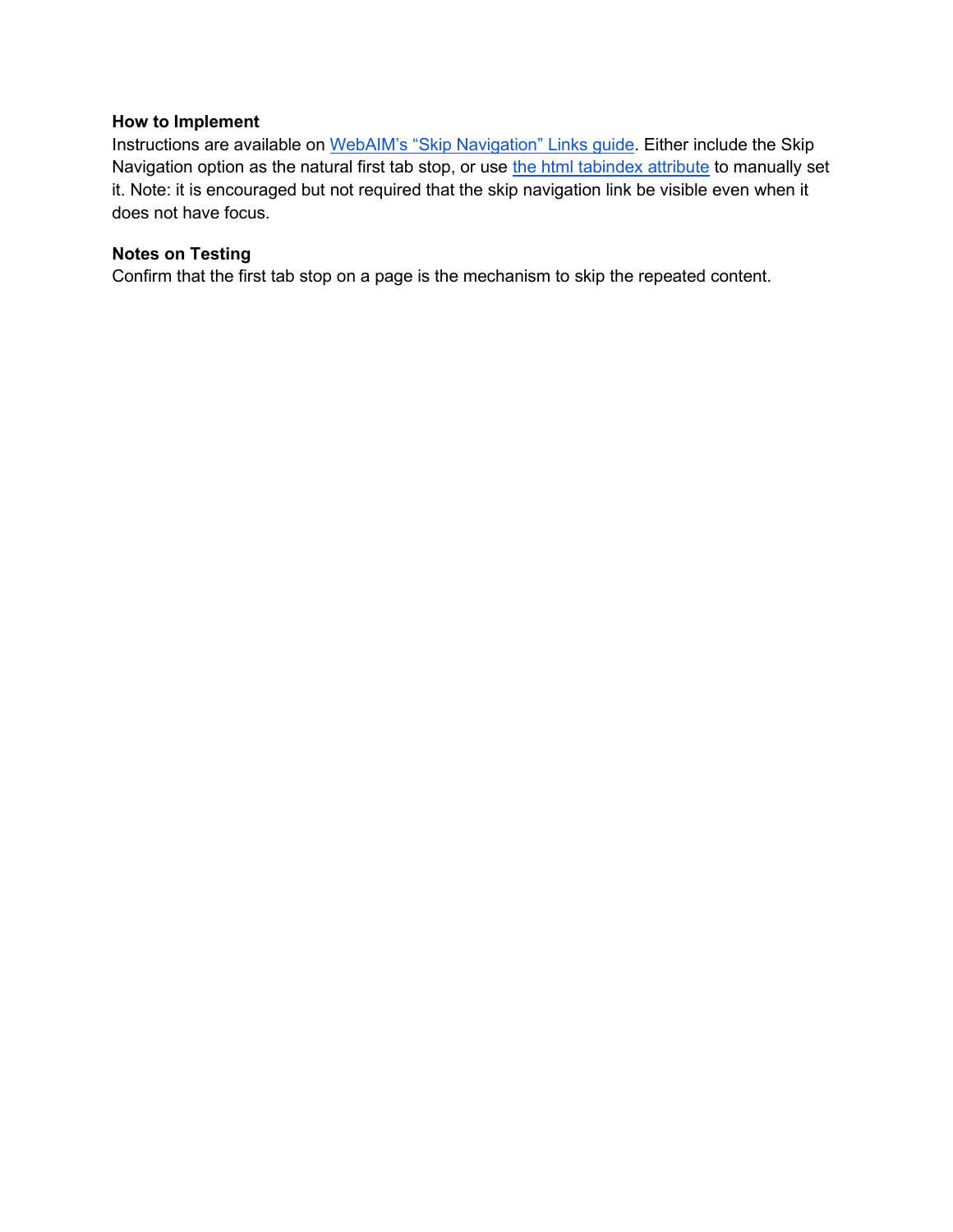**How to Implement**
Instructions are available on WebAIM's "Skip Navigation" Links guide. Either include the Skip Navigation option as the natural first tab stop, or use the html tabindex attribute to manually set it. Note: it is encouraged but not required that the skip navigation link be visible even when it does not have focus.

**Notes on Testing**
Confirm that the first tab stop on a page is the mechanism to skip the repeated content.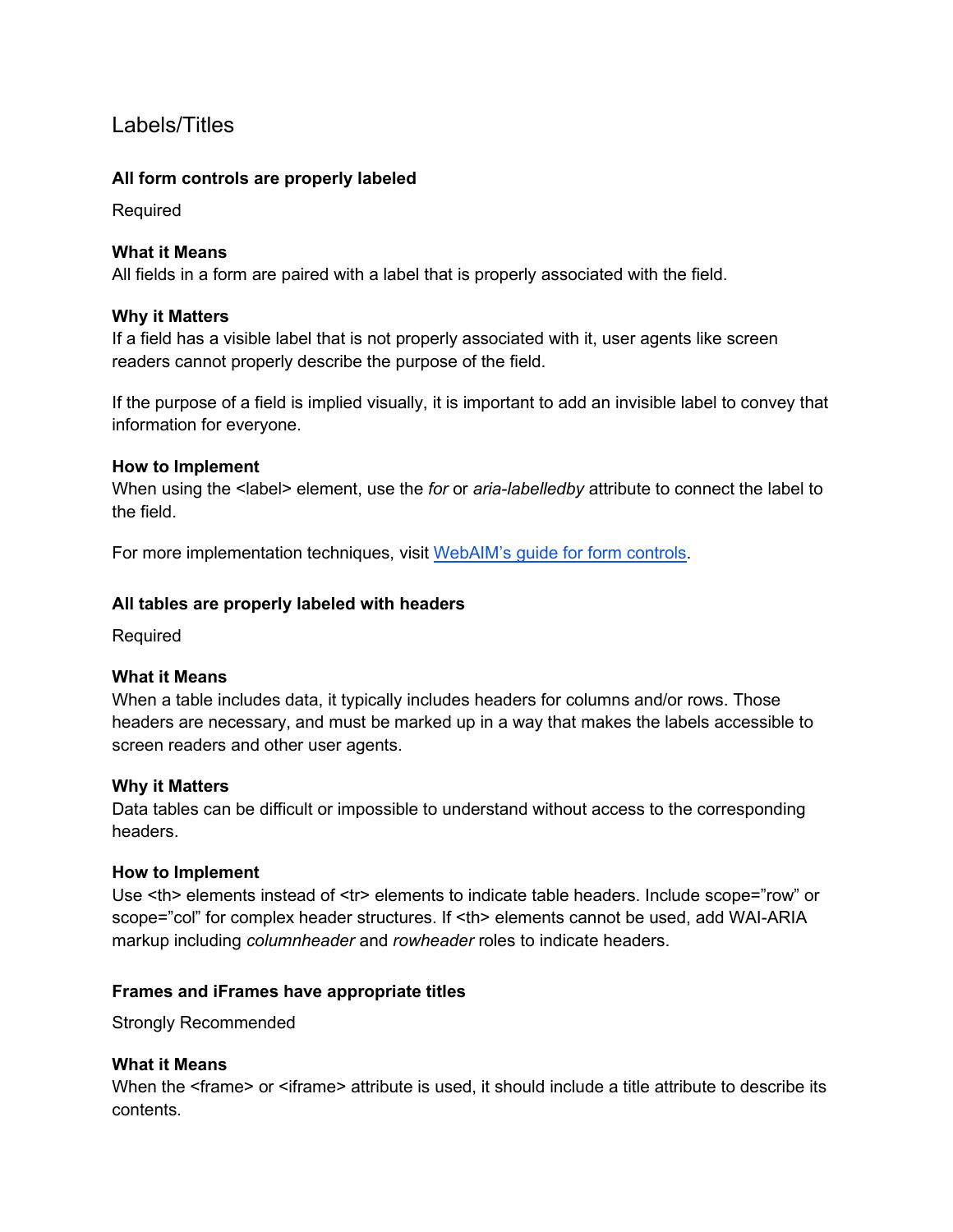## Labels/Titles

**All form controls are properly labeled**

Required

**What it Means**
All fields in a form are paired with a label that is properly associated with the field.

**Why it Matters**
If a field has a visible label that is not properly associated with it, user agents like screen readers cannot properly describe the purpose of the field.

If the purpose of a field is implied visually, it is important to add an invisible label to convey that information for everyone.

**How to Implement**
When using the <label> element, use the *for* or *aria-labelledby* attribute to connect the label to the field.

For more implementation techniques, visit [WebAIM's guide for form controls](#).

**All tables are properly labeled with headers**

Required

**What it Means**
When a table includes data, it typically includes headers for columns and/or rows. Those headers are necessary, and must be marked up in a way that makes the labels accessible to screen readers and other user agents.

**Why it Matters**
Data tables can be difficult or impossible to understand without access to the corresponding headers.

**How to Implement**
Use <th> elements instead of <tr> elements to indicate table headers. Include scope="row" or scope="col" for complex header structures. If <th> elements cannot be used, add WAI-ARIA markup including *columnheader* and *rowheader* roles to indicate headers.

**Frames and iFrames have appropriate titles**

Strongly Recommended

**What it Means**
When the <frame> or <iframe> attribute is used, it should include a title attribute to describe its contents.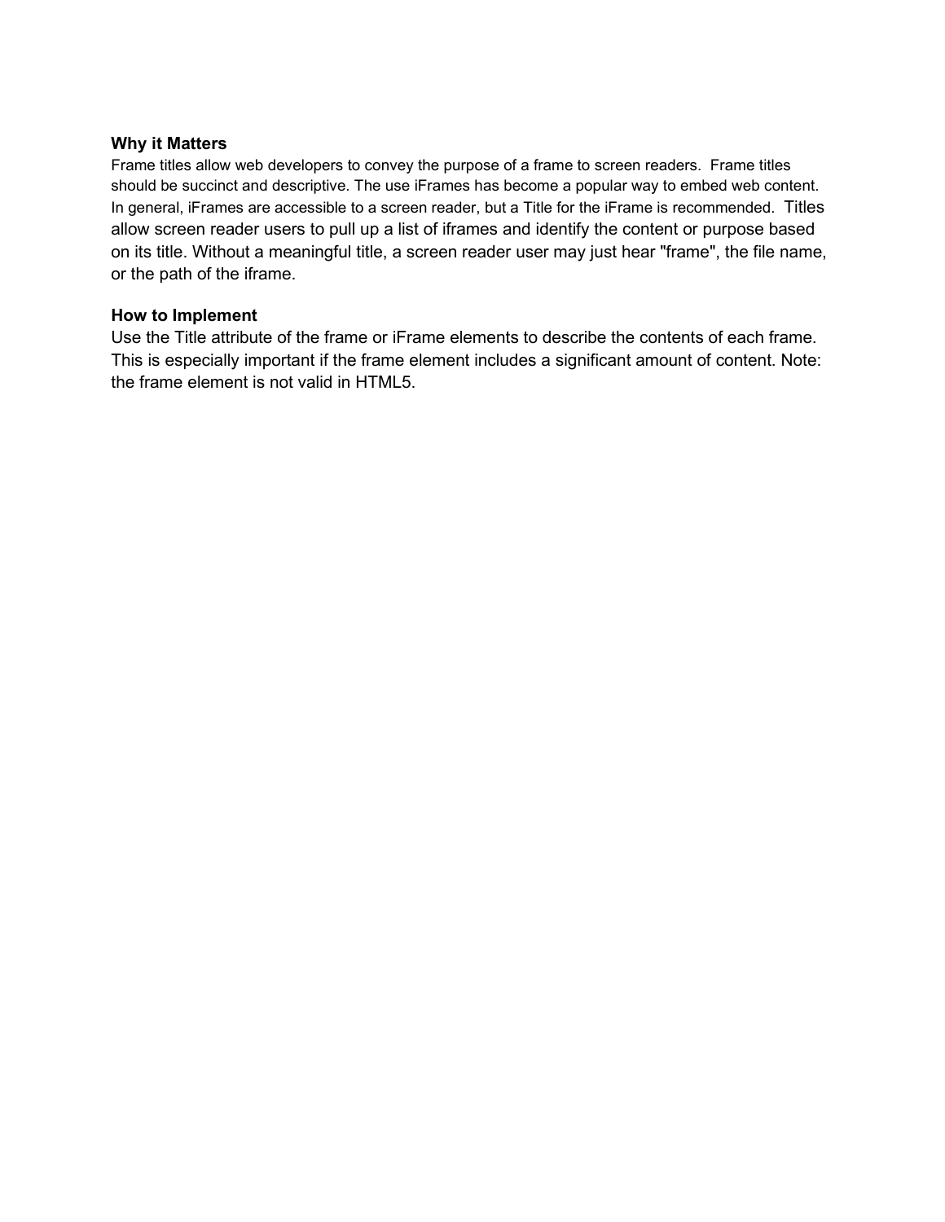**Why it Matters**

Frame titles allow web developers to convey the purpose of a frame to screen readers. Frame titles should be succinct and descriptive. The use iFrames has become a popular way to embed web content. In general, iFrames are accessible to a screen reader, but a Title for the iFrame is recommended. Titles allow screen reader users to pull up a list of iframes and identify the content or purpose based on its title. Without a meaningful title, a screen reader user may just hear "frame", the file name, or the path of the iframe.

**How to Implement**

Use the Title attribute of the frame or iFrame elements to describe the contents of each frame. This is especially important if the frame element includes a significant amount of content. Note: the frame element is not valid in HTML5.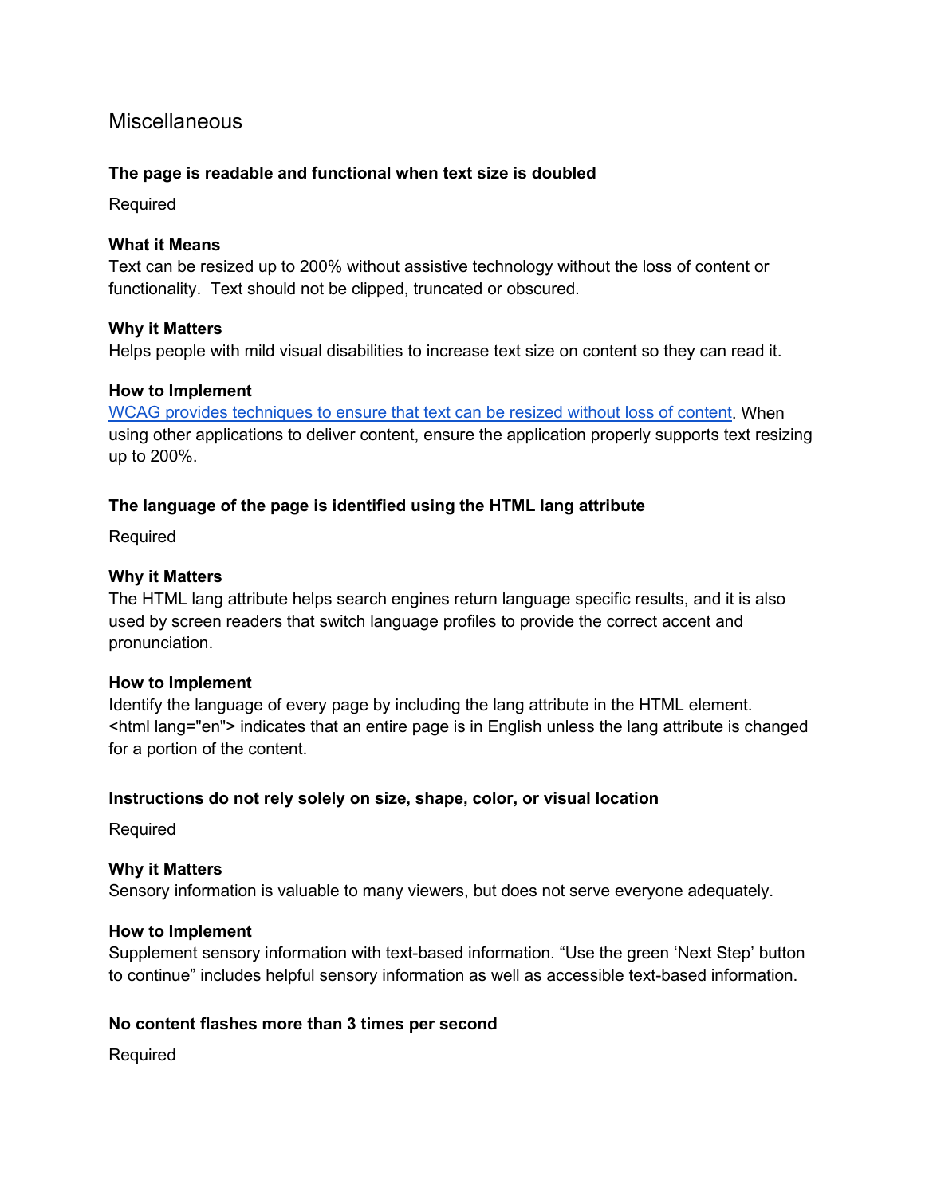## Miscellaneous

### The page is readable and functional when text size is doubled

Required

**What it Means**
Text can be resized up to 200% without assistive technology without the loss of content or functionality. Text should not be clipped, truncated or obscured.

**Why it Matters**
Helps people with mild visual disabilities to increase text size on content so they can read it.

**How to Implement**
WCAG provides techniques to ensure that text can be resized without loss of content. When using other applications to deliver content, ensure the application properly supports text resizing up to 200%.

### The language of the page is identified using the HTML lang attribute

Required

**Why it Matters**
The HTML lang attribute helps search engines return language specific results, and it is also used by screen readers that switch language profiles to provide the correct accent and pronunciation.

**How to Implement**
Identify the language of every page by including the lang attribute in the HTML element. <html lang="en"> indicates that an entire page is in English unless the lang attribute is changed for a portion of the content.

### Instructions do not rely solely on size, shape, color, or visual location

Required

**Why it Matters**
Sensory information is valuable to many viewers, but does not serve everyone adequately.

**How to Implement**
Supplement sensory information with text-based information. "Use the green 'Next Step' button to continue" includes helpful sensory information as well as accessible text-based information.

### No content flashes more than 3 times per second

Required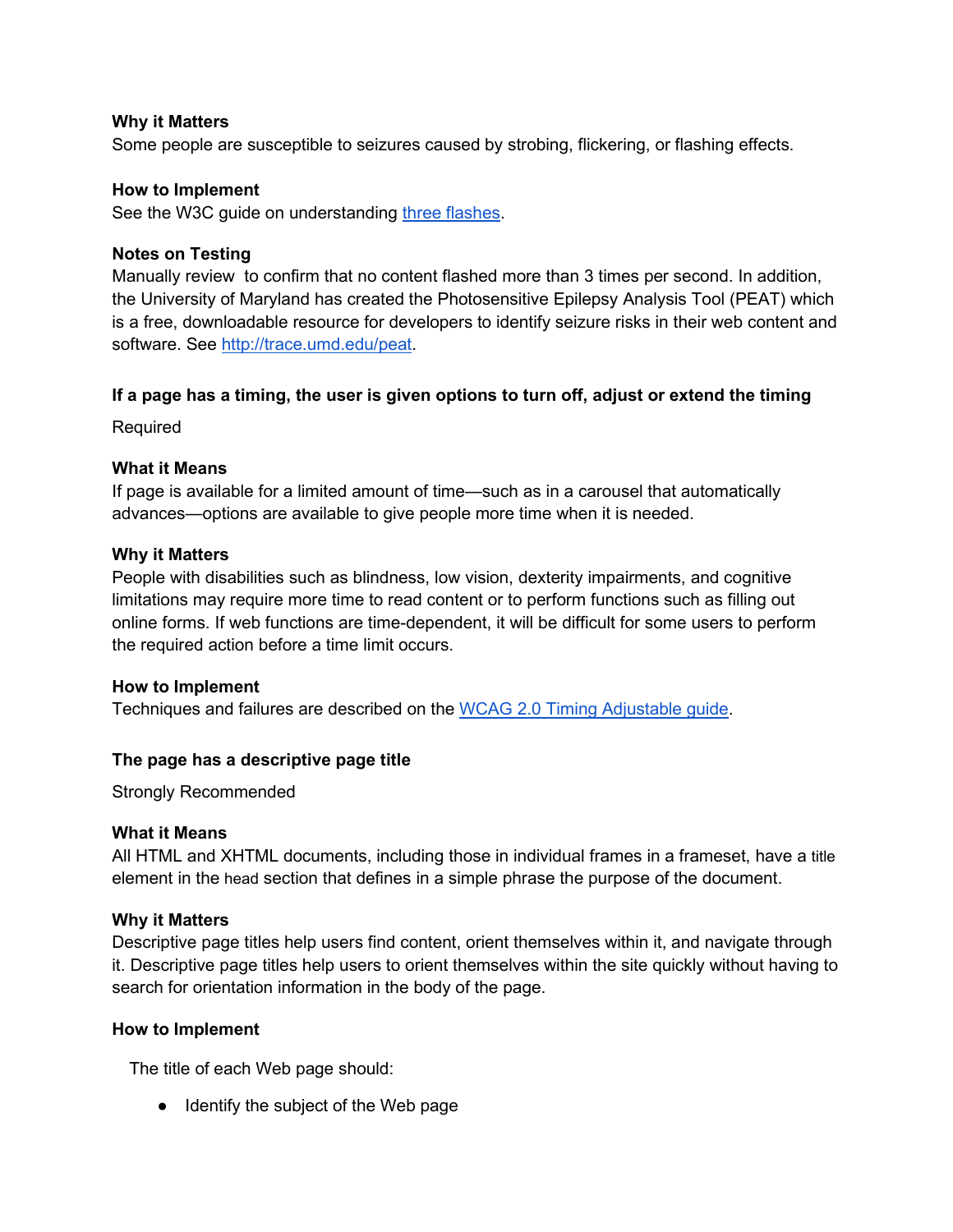#### Why it Matters

Some people are susceptible to seizures caused by strobing, flickering, or flashing effects.

#### How to Implement

See the W3C guide on understanding [three flashes](three flashes).

#### Notes on Testing

Manually review  to confirm that no content flashed more than 3 times per second. In addition, the University of Maryland has created the Photosensitive Epilepsy Analysis Tool (PEAT) which is a free, downloadable resource for developers to identify seizure risks in their web content and software. See http://trace.umd.edu/peat.

### If a page has a timing, the user is given options to turn off, adjust or extend the timing

Required

#### What it Means

If page is available for a limited amount of time—such as in a carousel that automatically advances—options are available to give people more time when it is needed.

#### Why it Matters

People with disabilities such as blindness, low vision, dexterity impairments, and cognitive limitations may require more time to read content or to perform functions such as filling out online forms. If web functions are time-dependent, it will be difficult for some users to perform the required action before a time limit occurs.

#### How to Implement

Techniques and failures are described on the WCAG 2.0 Timing Adjustable guide.

### The page has a descriptive page title

Strongly Recommended

#### What it Means

All HTML and XHTML documents, including those in individual frames in a frameset, have a title element in the head section that defines in a simple phrase the purpose of the document.

#### Why it Matters

Descriptive page titles help users find content, orient themselves within it, and navigate through it. Descriptive page titles help users to orient themselves within the site quickly without having to search for orientation information in the body of the page.

#### How to Implement

The title of each Web page should:

- Identify the subject of the Web page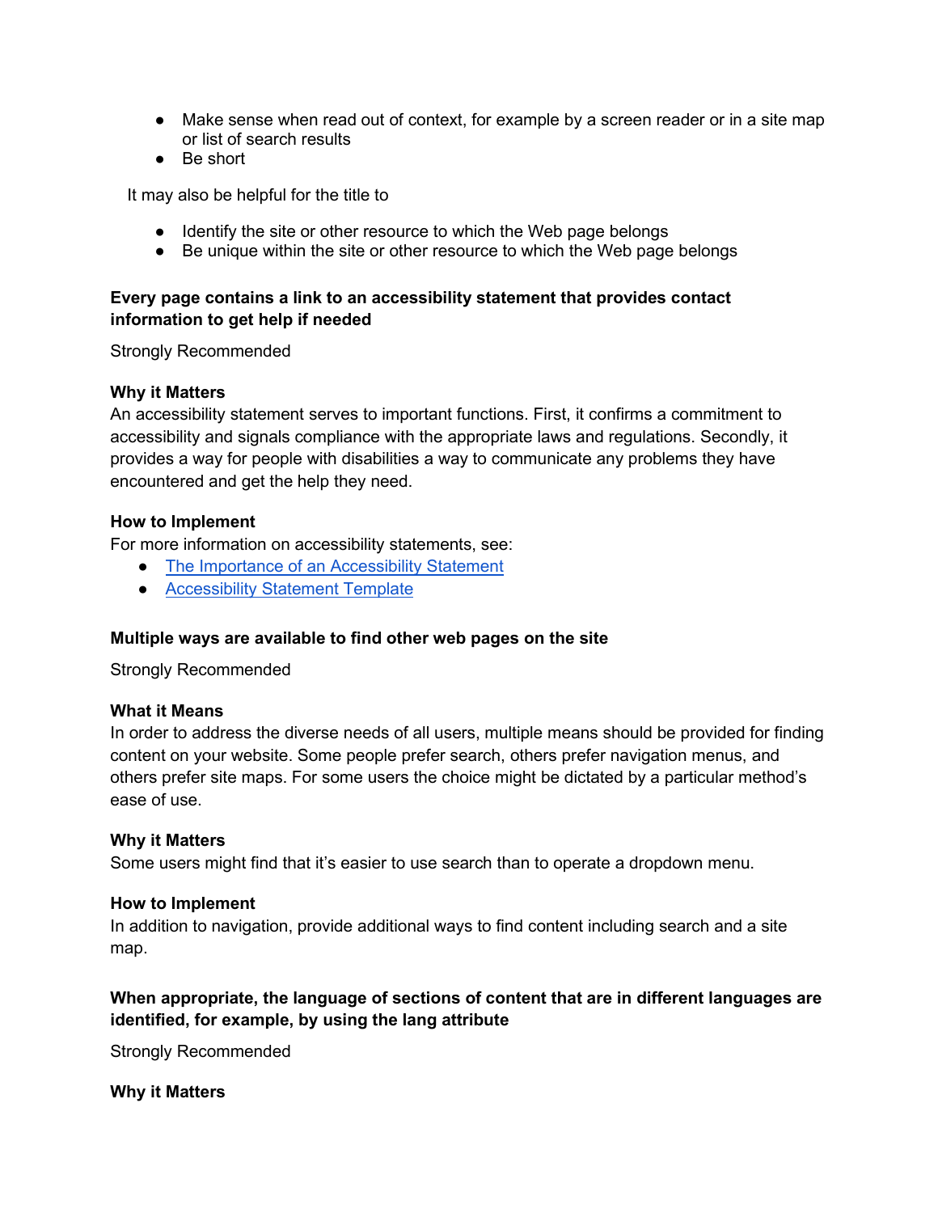- Make sense when read out of context, for example by a screen reader or in a site map or list of search results
- Be short

It may also be helpful for the title to

- Identify the site or other resource to which the Web page belongs
- Be unique within the site or other resource to which the Web page belongs

### Every page contains a link to an accessibility statement that provides contact information to get help if needed

Strongly Recommended

**Why it Matters**

An accessibility statement serves to important functions. First, it confirms a commitment to accessibility and signals compliance with the appropriate laws and regulations. Secondly, it provides a way for people with disabilities a way to communicate any problems they have encountered and get the help they need.

**How to Implement**

For more information on accessibility statements, see:

- [The Importance of an Accessibility Statement]
- [Accessibility Statement Template]

### Multiple ways are available to find other web pages on the site

Strongly Recommended

**What it Means**

In order to address the diverse needs of all users, multiple means should be provided for finding content on your website. Some people prefer search, others prefer navigation menus, and others prefer site maps. For some users the choice might be dictated by a particular method's ease of use.

**Why it Matters**

Some users might find that it's easier to use search than to operate a dropdown menu.

**How to Implement**

In addition to navigation, provide additional ways to find content including search and a site map.

### When appropriate, the language of sections of content that are in different languages are identified, for example, by using the lang attribute

Strongly Recommended

**Why it Matters**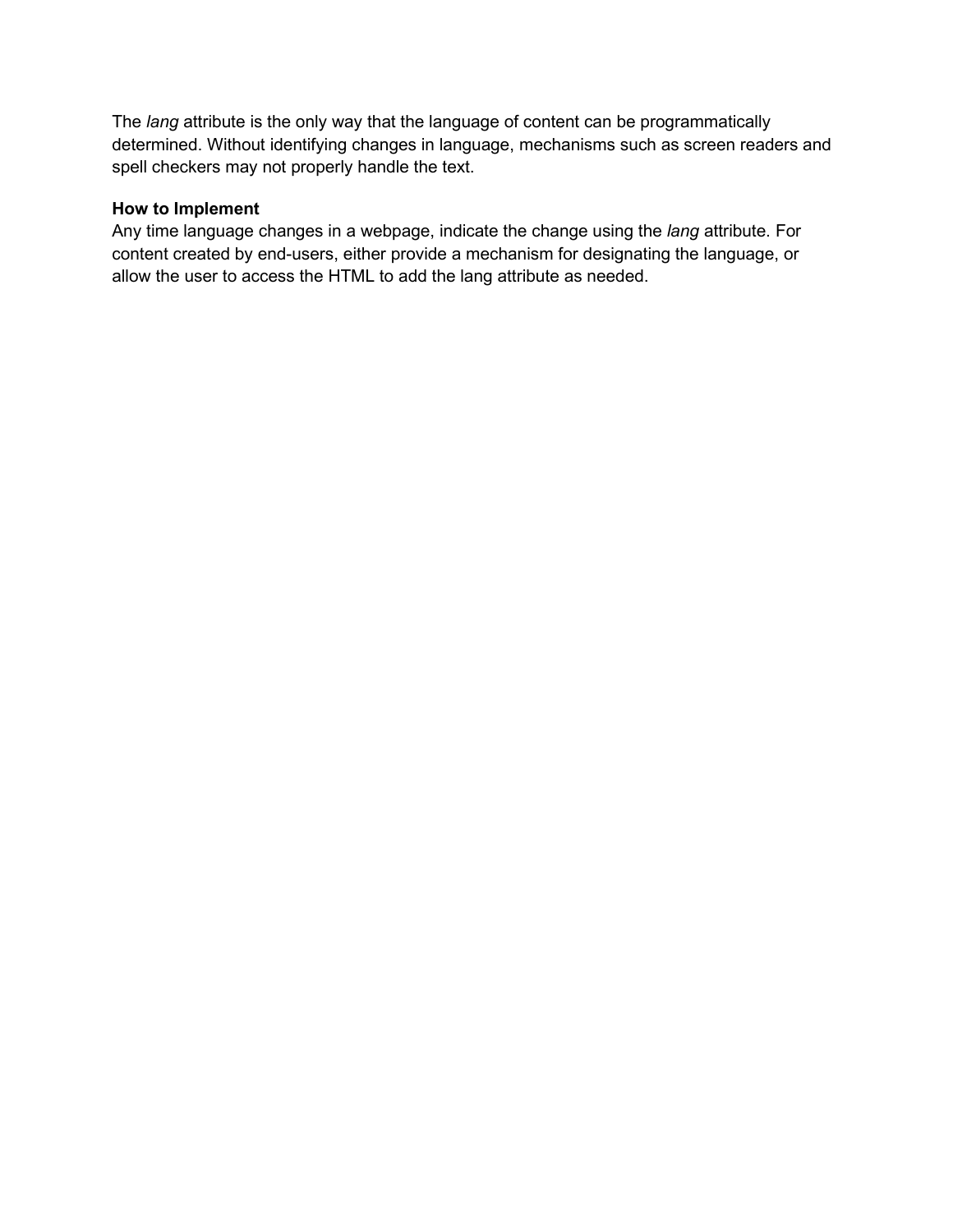The *lang* attribute is the only way that the language of content can be programmatically determined. Without identifying changes in language, mechanisms such as screen readers and spell checkers may not properly handle the text.

**How to Implement**

Any time language changes in a webpage, indicate the change using the *lang* attribute. For content created by end-users, either provide a mechanism for designating the language, or allow the user to access the HTML to add the lang attribute as needed.